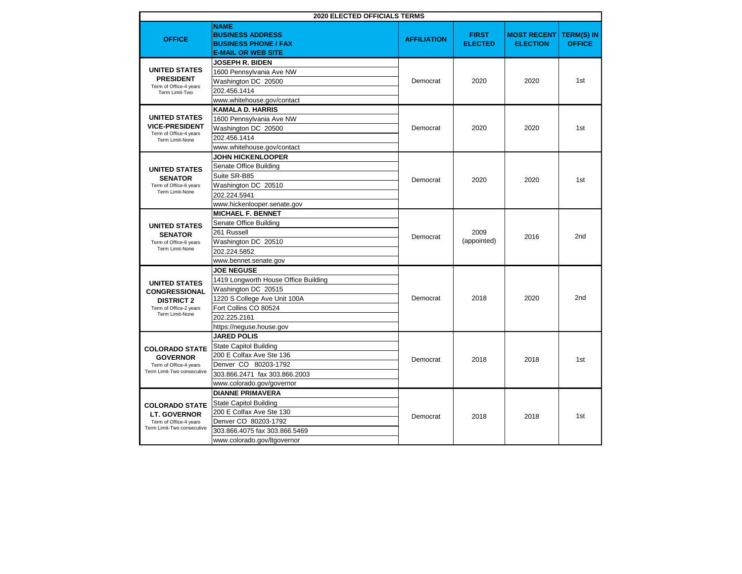| 2020 ELECTED OFFICIALS TERMS | | | | | |
|---|---|---|---|---|---|
| **OFFICE** | **NAME**<br>**BUSINESS ADDRESS**<br>**BUSINESS PHONE / FAX**<br>**E-MAIL OR WEB SITE** | **AFFILIATION** | **FIRST ELECTED** | **MOST RECENT ELECTION** | **TERM(S) IN OFFICE** |
| **UNITED STATES PRESIDENT**<br>Term of Office-4 years<br>Term Limit-Two | **JOSEPH R. BIDEN**<br>1600 Pennsylvania Ave NW<br>Washington DC 20500<br>202.456.1414<br>www.whitehouse.gov/contact | Democrat | 2020 | 2020 | 1st |
| **UNITED STATES VICE-PRESIDENT**<br>Term of Office-4 years<br>Term Limit-None | **KAMALA D. HARRIS**<br>1600 Pennsylvania Ave NW<br>Washington DC 20500<br>202.456.1414<br>www.whitehouse.gov/contact | Democrat | 2020 | 2020 | 1st |
| **UNITED STATES SENATOR**<br>Term of Office-6 years<br>Term Limit-None | **JOHN HICKENLOOPER**<br>Senate Office Building<br>Suite SR-B85<br>Washington DC 20510<br>202.224.5941<br>www.hickenlooper.senate.gov | Democrat | 2020 | 2020 | 1st |
| **UNITED STATES SENATOR**<br>Term of Office-6 years<br>Term Limit-None | **MICHAEL F. BENNET**<br>Senate Office Building<br>261 Russell<br>Washington DC 20510<br>202.224.5852<br>www.bennet.senate.gov | Democrat | 2009 (appointed) | 2016 | 2nd |
| **UNITED STATES CONGRESSIONAL DISTRICT 2**<br>Term of Office-2 years<br>Term Limit-None | **JOE NEGUSE**<br>1419 Longworth House Office Building<br>Washington DC 20515<br>1220 S College Ave Unit 100A<br>Fort Collins CO 80524<br>202.225.2161<br>https://neguse.house.gov | Democrat | 2018 | 2020 | 2nd |
| **COLORADO STATE GOVERNOR**<br>Term of Office-4 years<br>Term Limit-Two consecutive | **JARED POLIS**<br>State Capitol Building<br>200 E Colfax Ave Ste 136<br>Denver CO 80203-1792<br>303.866.2471 fax 303.866.2003<br>www.colorado.gov/governor | Democrat | 2018 | 2018 | 1st |
| **COLORADO STATE LT. GOVERNOR**<br>Term of Office-4 years<br>Term Limit-Two consecutive | **DIANNE PRIMAVERA**<br>State Capitol Building<br>200 E Colfax Ave Ste 130<br>Denver CO 80203-1792<br>303.866.4075 fax 303.866.5469<br>www.colorado.gov/ltgovernor | Democrat | 2018 | 2018 | 1st |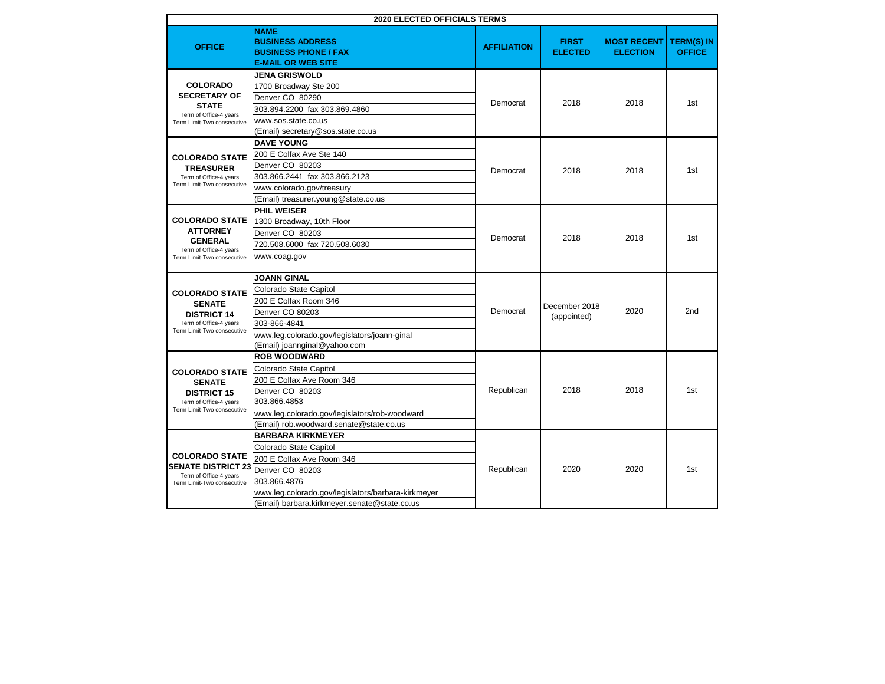| 2020 ELECTED OFFICIALS TERMS | | | | | |
|---|---|---|---|---|---|
| **OFFICE** | **NAME BUSINESS ADDRESS BUSINESS PHONE / FAX E-MAIL OR WEB SITE** | **AFFILIATION** | **FIRST ELECTED** | **MOST RECENT ELECTION** | **TERM(S) IN OFFICE** |
| **COLORADO SECRETARY OF STATE** Term of Office-4 years Term Limit-Two consecutive | **JENA GRISWOLD**<br>1700 Broadway Ste 200<br>Denver CO 80290<br>303.894.2200 fax 303.869.4860<br>www.sos.state.co.us<br>(Email) secretary@sos.state.co.us | Democrat | 2018 | 2018 | 1st |
| **COLORADO STATE TREASURER** Term of Office-4 years Term Limit-Two consecutive | **DAVE YOUNG**<br>200 E Colfax Ave Ste 140<br>Denver CO 80203<br>303.866.2441 fax 303.866.2123<br>www.colorado.gov/treasury<br>(Email) treasurer.young@state.co.us | Democrat | 2018 | 2018 | 1st |
| **COLORADO STATE ATTORNEY GENERAL** Term of Office-4 years Term Limit-Two consecutive | **PHIL WEISER**<br>1300 Broadway, 10th Floor<br>Denver CO 80203<br>720.508.6000 fax 720.508.6030<br>www.coag.gov | Democrat | 2018 | 2018 | 1st |
| **COLORADO STATE SENATE DISTRICT 14** Term of Office-4 years Term Limit-Two consecutive | **JOANN GINAL**<br>Colorado State Capitol<br>200 E Colfax Room 346<br>Denver CO 80203<br>303-866-4841<br>www.leg.colorado.gov/legislators/joann-ginal<br>(Email) joannginal@yahoo.com | Democrat | December 2018 (appointed) | 2020 | 2nd |
| **COLORADO STATE SENATE DISTRICT 15** Term of Office-4 years Term Limit-Two consecutive | **ROB WOODWARD**<br>Colorado State Capitol<br>200 E Colfax Ave Room 346<br>Denver CO 80203<br>303.866.4853<br>www.leg.colorado.gov/legislators/rob-woodward<br>(Email) rob.woodward.senate@state.co.us | Republican | 2018 | 2018 | 1st |
| **COLORADO STATE SENATE DISTRICT 23** Term of Office-4 years Term Limit-Two consecutive | **BARBARA KIRKMEYER**<br>Colorado State Capitol<br>200 E Colfax Ave Room 346<br>Denver CO 80203<br>303.866.4876<br>www.leg.colorado.gov/legislators/barbara-kirkmeyer<br>(Email) barbara.kirkmeyer.senate@state.co.us | Republican | 2020 | 2020 | 1st |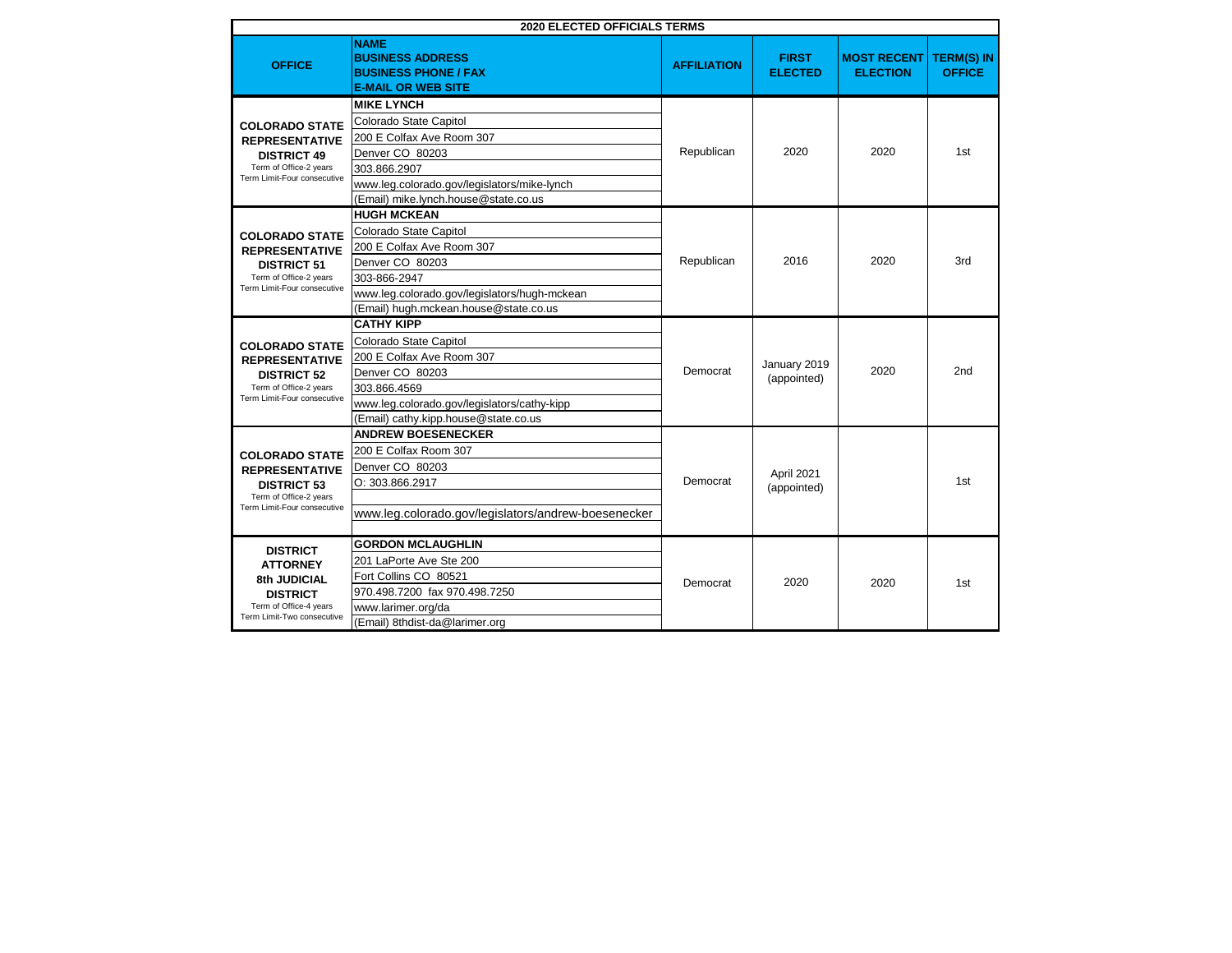| 2020 ELECTED OFFICIALS TERMS | | | | | |
|---|---|---|---|---|---|
| **OFFICE** | **NAME**<br>**BUSINESS ADDRESS**<br>**BUSINESS PHONE / FAX**<br>**E-MAIL OR WEB SITE** | **AFFILIATION** | **FIRST ELECTED** | **MOST RECENT ELECTION** | **TERM(S) IN OFFICE** |
| **COLORADO STATE REPRESENTATIVE DISTRICT 49**<br>Term of Office-2 years<br>Term Limit-Four consecutive | **MIKE LYNCH**<br>Colorado State Capitol<br>200 E Colfax Ave Room 307<br>Denver CO 80203<br>303.866.2907<br>www.leg.colorado.gov/legislators/mike-lynch<br>(Email) mike.lynch.house@state.co.us | Republican | 2020 | 2020 | 1st |
| **COLORADO STATE REPRESENTATIVE DISTRICT 51**<br>Term of Office-2 years<br>Term Limit-Four consecutive | **HUGH MCKEAN**<br>Colorado State Capitol<br>200 E Colfax Ave Room 307<br>Denver CO 80203<br>303-866-2947<br>www.leg.colorado.gov/legislators/hugh-mckean<br>(Email) hugh.mckean.house@state.co.us | Republican | 2016 | 2020 | 3rd |
| **COLORADO STATE REPRESENTATIVE DISTRICT 52**<br>Term of Office-2 years<br>Term Limit-Four consecutive | **CATHY KIPP**<br>Colorado State Capitol<br>200 E Colfax Ave Room 307<br>Denver CO 80203<br>303.866.4569<br>www.leg.colorado.gov/legislators/cathy-kipp<br>(Email) cathy.kipp.house@state.co.us | Democrat | January 2019 (appointed) | 2020 | 2nd |
| **COLORADO STATE REPRESENTATIVE DISTRICT 53**<br>Term of Office-2 years<br>Term Limit-Four consecutive | **ANDREW BOESENECKER**<br>200 E Colfax Room 307<br>Denver CO 80203<br>O: 303.866.2917<br>www.leg.colorado.gov/legislators/andrew-boesenecker | Democrat | April 2021 (appointed) | | 1st |
| **DISTRICT ATTORNEY 8th JUDICIAL DISTRICT**<br>Term of Office-4 years<br>Term Limit-Two consecutive | **GORDON MCLAUGHLIN**<br>201 LaPorte Ave Ste 200<br>Fort Collins CO 80521<br>970.498.7200 fax 970.498.7250<br>www.larimer.org/da<br>(Email) 8thdist-da@larimer.org | Democrat | 2020 | 2020 | 1st |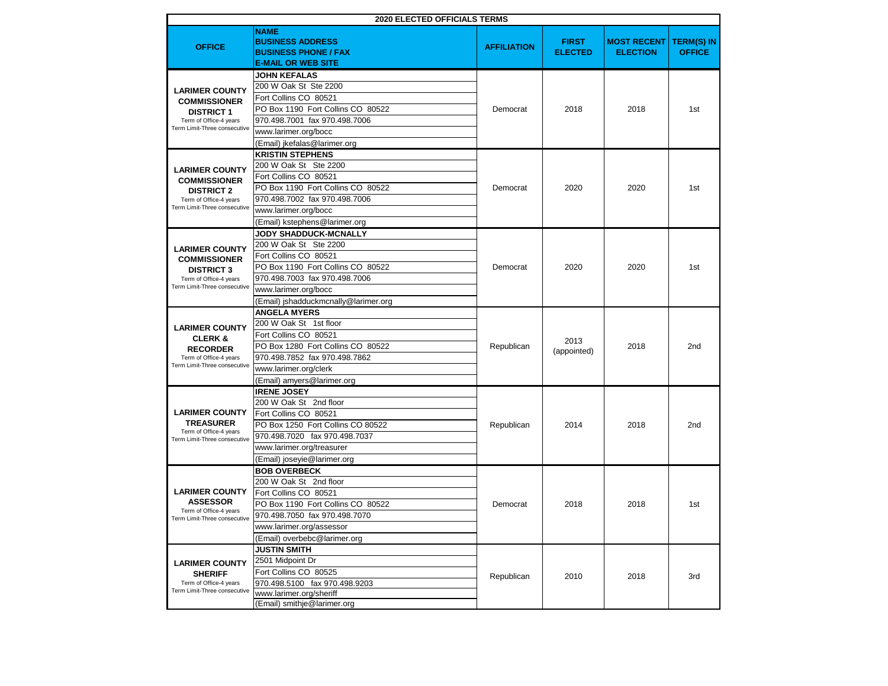| 2020 ELECTED OFFICIALS TERMS | | | | | |
|---|---|---|---|---|---|
| **OFFICE** | **NAME**<br>**BUSINESS ADDRESS**<br>**BUSINESS PHONE / FAX**<br>**E-MAIL OR WEB SITE** | **AFFILIATION** | **FIRST ELECTED** | **MOST RECENT ELECTION** | **TERM(S) IN OFFICE** |
| **LARIMER COUNTY COMMISSIONER DISTRICT 1**<br>Term of Office-4 years<br>Term Limit-Three consecutive | **JOHN KEFALAS**<br>200 W Oak St Ste 2200<br>Fort Collins CO 80521<br>PO Box 1190 Fort Collins CO 80522<br>970.498.7001 fax 970.498.7006<br>www.larimer.org/bocc<br>(Email) jkefalas@larimer.org | Democrat | 2018 | 2018 | 1st |
| **LARIMER COUNTY COMMISSIONER DISTRICT 2**<br>Term of Office-4 years<br>Term Limit-Three consecutive | **KRISTIN STEPHENS**<br>200 W Oak St Ste 2200<br>Fort Collins CO 80521<br>PO Box 1190 Fort Collins CO 80522<br>970.498.7002 fax 970.498.7006<br>www.larimer.org/bocc<br>(Email) kstephens@larimer.org | Democrat | 2020 | 2020 | 1st |
| **LARIMER COUNTY COMMISSIONER DISTRICT 3**<br>Term of Office-4 years<br>Term Limit-Three consecutive | **JODY SHADDUCK-MCNALLY**<br>200 W Oak St Ste 2200<br>Fort Collins CO 80521<br>PO Box 1190 Fort Collins CO 80522<br>970.498.7003 fax 970.498.7006<br>www.larimer.org/bocc<br>(Email) jshadduckmcnally@larimer.org | Democrat | 2020 | 2020 | 1st |
| **LARIMER COUNTY CLERK & RECORDER**<br>Term of Office-4 years<br>Term Limit-Three consecutive | **ANGELA MYERS**<br>200 W Oak St 1st floor<br>Fort Collins CO 80521<br>PO Box 1280 Fort Collins CO 80522<br>970.498.7852 fax 970.498.7862<br>www.larimer.org/clerk<br>(Email) amyers@larimer.org | Republican | 2013 (appointed) | 2018 | 2nd |
| **LARIMER COUNTY TREASURER**<br>Term of Office-4 years<br>Term Limit-Three consecutive | **IRENE JOSEY**<br>200 W Oak St 2nd floor<br>Fort Collins CO 80521<br>PO Box 1250 Fort Collins CO 80522<br>970.498.7020 fax 970.498.7037<br>www.larimer.org/treasurer<br>(Email) joseyie@larimer.org | Republican | 2014 | 2018 | 2nd |
| **LARIMER COUNTY ASSESSOR**<br>Term of Office-4 years<br>Term Limit-Three consecutive | **BOB OVERBECK**<br>200 W Oak St 2nd floor<br>Fort Collins CO 80521<br>PO Box 1190 Fort Collins CO 80522<br>970.498.7050 fax 970.498.7070<br>www.larimer.org/assessor<br>(Email) overbebc@larimer.org | Democrat | 2018 | 2018 | 1st |
| **LARIMER COUNTY SHERIFF**<br>Term of Office-4 years<br>Term Limit-Three consecutive | **JUSTIN SMITH**<br>2501 Midpoint Dr<br>Fort Collins CO 80525<br>970.498.5100 fax 970.498.9203<br>www.larimer.org/sheriff<br>(Email) smithje@larimer.org | Republican | 2010 | 2018 | 3rd |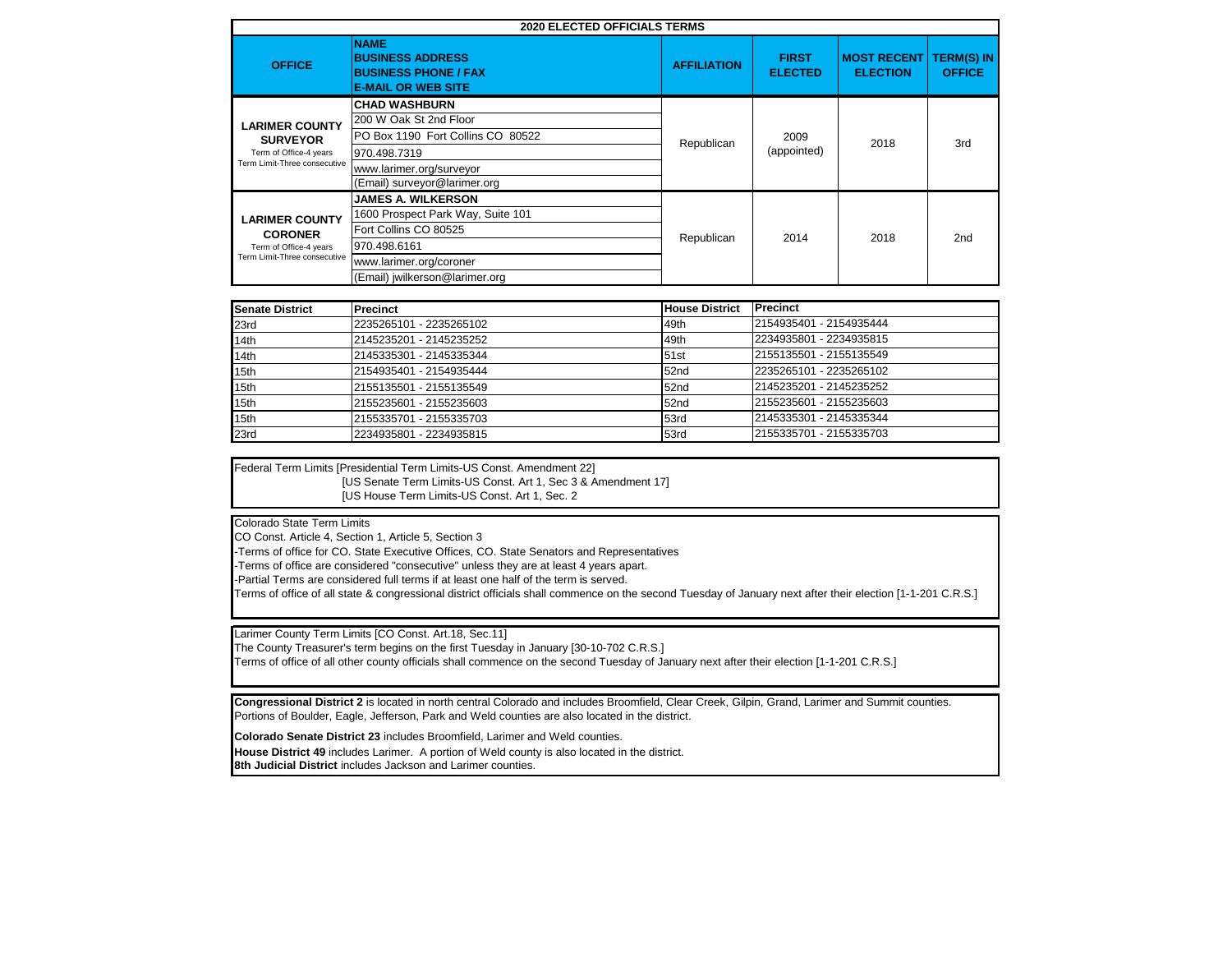| 2020 ELECTED OFFICIALS TERMS | | | | | |
|---|---|---|---|---|---|
| **OFFICE** | **NAME**<br>**BUSINESS ADDRESS**<br>**BUSINESS PHONE / FAX**<br>**E-MAIL OR WEB SITE** | **AFFILIATION** | **FIRST ELECTED** | **MOST RECENT ELECTION** | **TERM(S) IN OFFICE** |
| **LARIMER COUNTY SURVEYOR**<br>Term of Office-4 years<br>Term Limit-Three consecutive | **CHAD WASHBURN**<br>200 W Oak St 2nd Floor<br>PO Box 1190 Fort Collins CO 80522<br>970.498.7319<br>www.larimer.org/surveyor<br>(Email) surveyor@larimer.org | Republican | 2009 (appointed) | 2018 | 3rd |
| **LARIMER COUNTY CORONER**<br>Term of Office-4 years<br>Term Limit-Three consecutive | **JAMES A. WILKERSON**<br>1600 Prospect Park Way, Suite 101<br>Fort Collins CO 80525<br>970.498.6161<br>www.larimer.org/coroner<br>(Email) jwilkerson@larimer.org | Republican | 2014 | 2018 | 2nd |

| Senate District | Precinct | House District | Precinct |
|---|---|---|---|
| 23rd | 2235265101 - 2235265102 | 49th | 2154935401 - 2154935444 |
| 14th | 2145235201 - 2145235252 | 49th | 2234935801 - 2234935815 |
| 14th | 2145335301 - 2145335344 | 51st | 2155135501 - 2155135549 |
| 15th | 2154935401 - 2154935444 | 52nd | 2235265101 - 2235265102 |
| 15th | 2155135501 - 2155135549 | 52nd | 2145235201 - 2145235252 |
| 15th | 2155235601 - 2155235603 | 52nd | 2155235601 - 2155235603 |
| 15th | 2155335701 - 2155335703 | 53rd | 2145335301 - 2145335344 |
| 23rd | 2234935801 - 2234935815 | 53rd | 2155335701 - 2155335703 |

Federal Term Limits [Presidential Term Limits-US Const. Amendment 22]
[US Senate Term Limits-US Const. Art 1, Sec 3 & Amendment 17]
[US House Term Limits-US Const. Art 1, Sec. 2]

Colorado State Term Limits
CO Const. Article 4, Section 1, Article 5, Section 3
-Terms of office for CO. State Executive Offices, CO. State Senators and Representatives
-Terms of office are considered "consecutive" unless they are at least 4 years apart.
-Partial Terms are considered full terms if at least one half of the term is served.
Terms of office of all state & congressional district officials shall commence on the second Tuesday of January next after their election [1-1-201 C.R.S.]

Larimer County Term Limits [CO Const. Art.18, Sec.11]
The County Treasurer's term begins on the first Tuesday in January [30-10-702 C.R.S.]
Terms of office of all other county officials shall commence on the second Tuesday of January next after their election [1-1-201 C.R.S.]

**Congressional District 2** is located in north central Colorado and includes Broomfield, Clear Creek, Gilpin, Grand, Larimer and Summit counties. Portions of Boulder, Eagle, Jefferson, Park and Weld counties are also located in the district.

**Colorado Senate District 23** includes Broomfield, Larimer and Weld counties.

**House District 49** includes Larimer. A portion of Weld county is also located in the district.

**8th Judicial District** includes Jackson and Larimer counties.